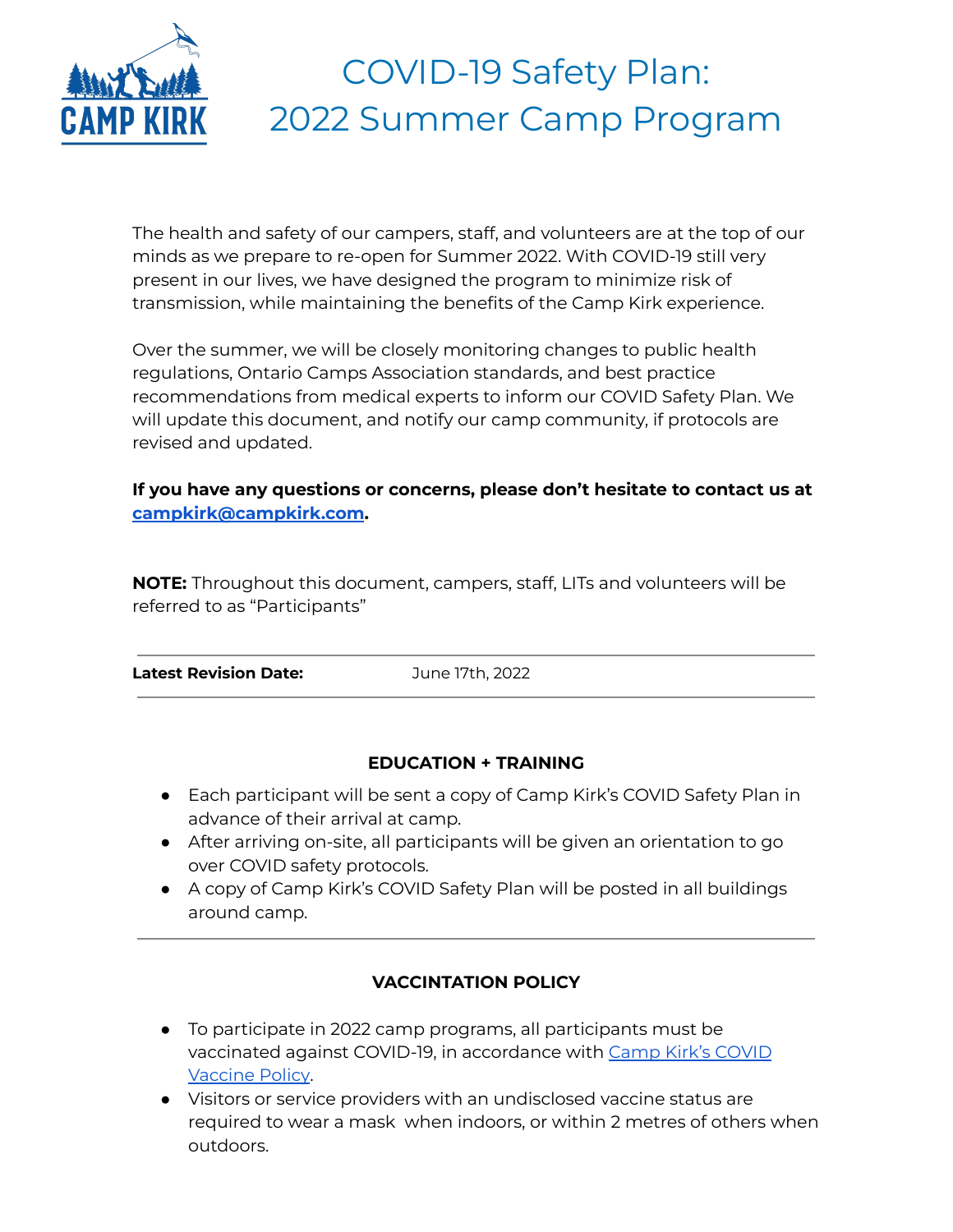# COVID-19 Safety Plan: 2022 Summer Camp Program

The health and safety of our campers, staff, and volunteers are at the top of our minds as we prepare to re-open for Summer 2022. With COVID-19 still very present in our lives, we have designed the program to minimize risk of transmission, while maintaining the benefits of the Camp Kirk experience.

Over the summer, we will be closely monitoring changes to public health regulations, Ontario Camps Association standards, and best practice recommendations from medical experts to inform our COVID Safety Plan. We will update this document, and notify our camp community, if protocols are revised and updated.

**If you have any questions or concerns, please don't hesitate to contact us at [campkirk@campkirk.com](mailto:campkirk@campkirk.com).**

**NOTE:** Throughout this document, campers, staff, LITs and volunteers will be referred to as "Participants"

| **Latest Revision Date:** | June 17th, 2022 |
| --- | --- |

## EDUCATION + TRAINING

- Each participant will be sent a copy of Camp Kirk's COVID Safety Plan in advance of their arrival at camp.
- After arriving on-site, all participants will be given an orientation to go over COVID safety protocols.
- A copy of Camp Kirk's COVID Safety Plan will be posted in all buildings around camp.

## VACCINTATION POLICY

- To participate in 2022 camp programs, all participants must be vaccinated against COVID-19, in accordance with Camp Kirk's COVID Vaccine Policy.
- Visitors or service providers with an undisclosed vaccine status are required to wear a mask when indoors, or within 2 metres of others when outdoors.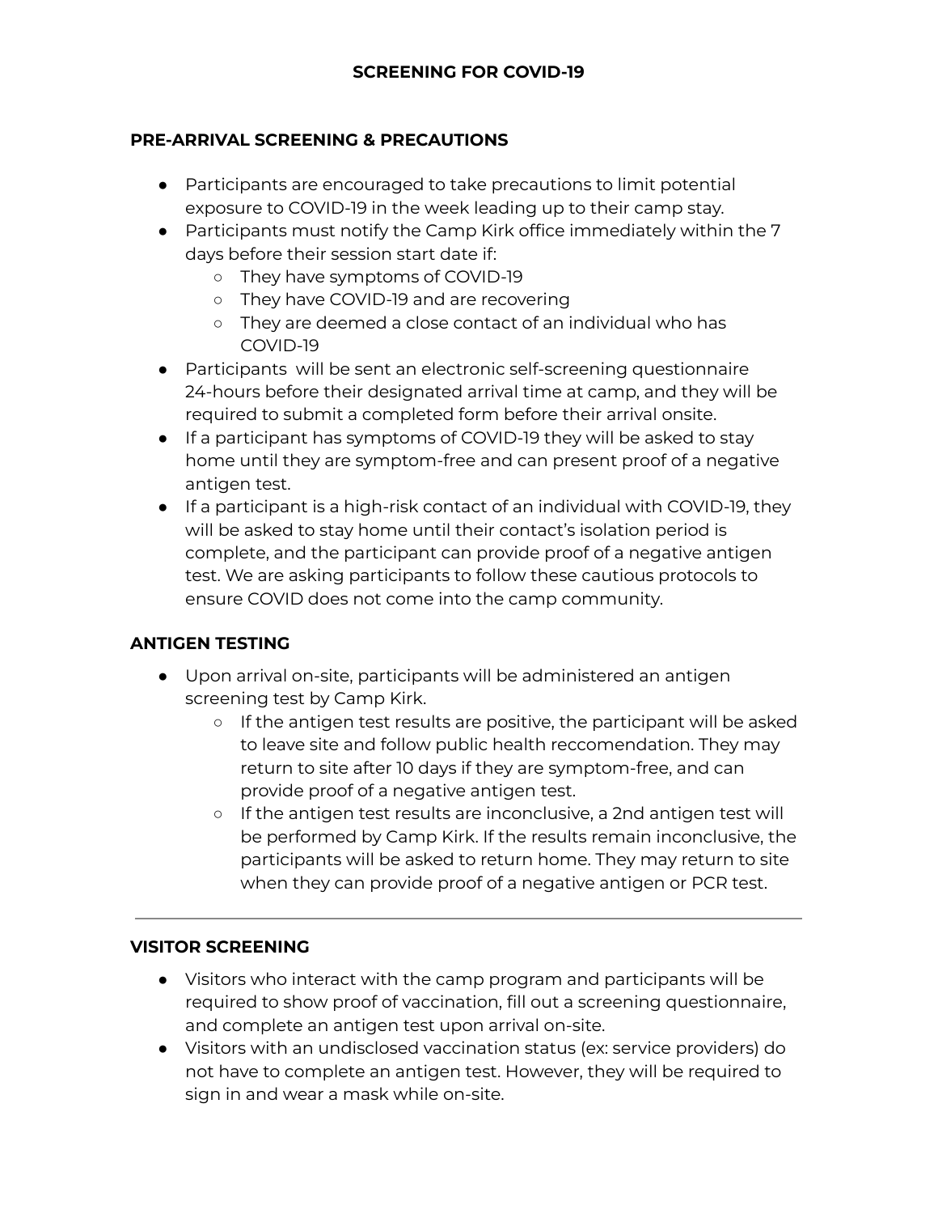# SCREENING FOR COVID-19

## PRE-ARRIVAL SCREENING & PRECAUTIONS

- Participants are encouraged to take precautions to limit potential exposure to COVID-19 in the week leading up to their camp stay.
- Participants must notify the Camp Kirk office immediately within the 7 days before their session start date if:
  - They have symptoms of COVID-19
  - They have COVID-19 and are recovering
  - They are deemed a close contact of an individual who has COVID-19
- Participants will be sent an electronic self-screening questionnaire 24-hours before their designated arrival time at camp, and they will be required to submit a completed form before their arrival onsite.
- If a participant has symptoms of COVID-19 they will be asked to stay home until they are symptom-free and can present proof of a negative antigen test.
- If a participant is a high-risk contact of an individual with COVID-19, they will be asked to stay home until their contact's isolation period is complete, and the participant can provide proof of a negative antigen test. We are asking participants to follow these cautious protocols to ensure COVID does not come into the camp community.

## ANTIGEN TESTING

- Upon arrival on-site, participants will be administered an antigen screening test by Camp Kirk.
  - If the antigen test results are positive, the participant will be asked to leave site and follow public health reccomendation. They may return to site after 10 days if they are symptom-free, and can provide proof of a negative antigen test.
  - If the antigen test results are inconclusive, a 2nd antigen test will be performed by Camp Kirk. If the results remain inconclusive, the participants will be asked to return home. They may return to site when they can provide proof of a negative antigen or PCR test.

---

## VISITOR SCREENING

- Visitors who interact with the camp program and participants will be required to show proof of vaccination, fill out a screening questionnaire, and complete an antigen test upon arrival on-site.
- Visitors with an undisclosed vaccination status (ex: service providers) do not have to complete an antigen test. However, they will be required to sign in and wear a mask while on-site.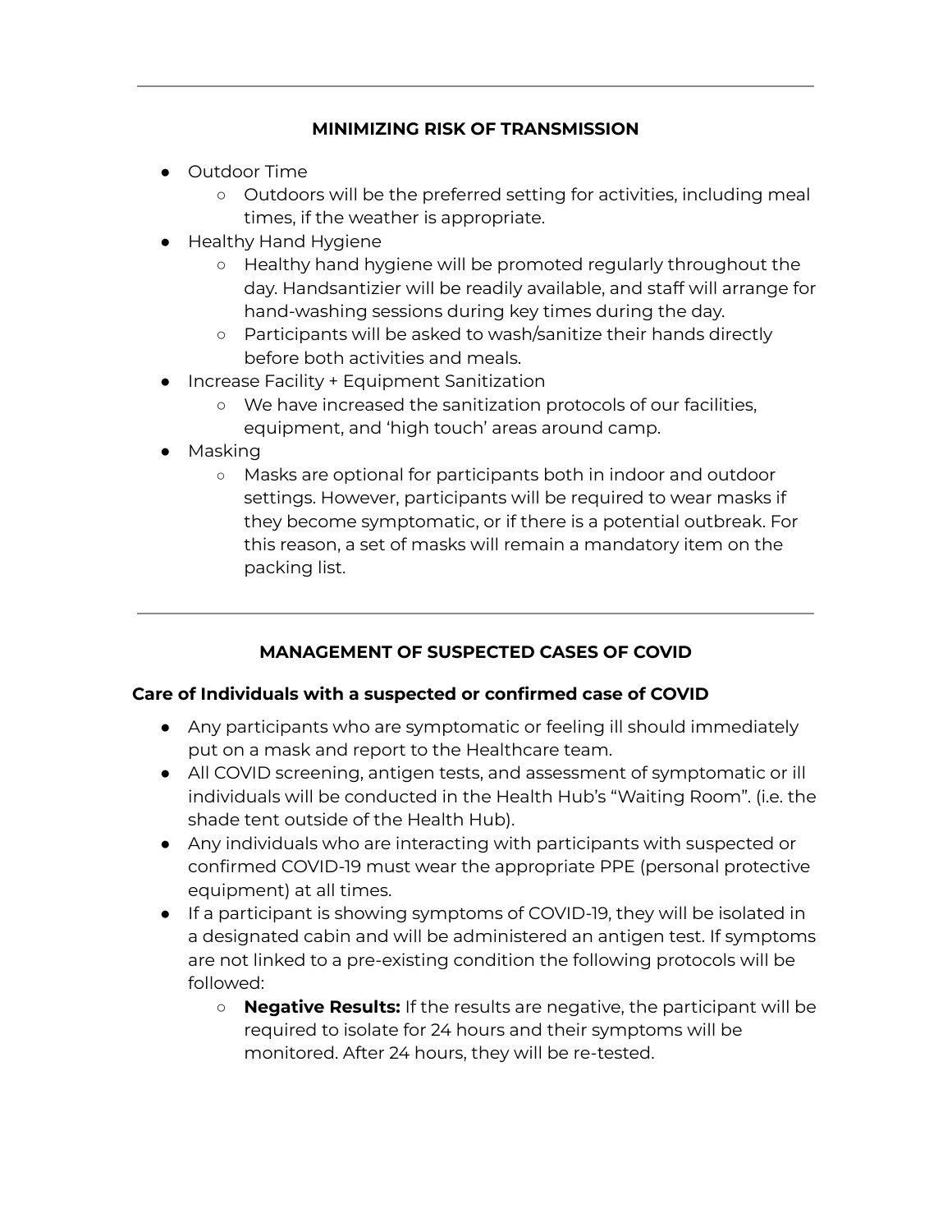---

## MINIMIZING RISK OF TRANSMISSION

- Outdoor Time
  - Outdoors will be the preferred setting for activities, including meal times, if the weather is appropriate.
- Healthy Hand Hygiene
  - Healthy hand hygiene will be promoted regularly throughout the day. Handsantizier will be readily available, and staff will arrange for hand-washing sessions during key times during the day.
  - Participants will be asked to wash/sanitize their hands directly before both activities and meals.
- Increase Facility + Equipment Sanitization
  - We have increased the sanitization protocols of our facilities, equipment, and 'high touch' areas around camp.
- Masking
  - Masks are optional for participants both in indoor and outdoor settings. However, participants will be required to wear masks if they become symptomatic, or if there is a potential outbreak. For this reason, a set of masks will remain a mandatory item on the packing list.

---

## MANAGEMENT OF SUSPECTED CASES OF COVID

### Care of Individuals with a suspected or confirmed case of COVID

- Any participants who are symptomatic or feeling ill should immediately put on a mask and report to the Healthcare team.
- All COVID screening, antigen tests, and assessment of symptomatic or ill individuals will be conducted in the Health Hub's "Waiting Room". (i.e. the shade tent outside of the Health Hub).
- Any individuals who are interacting with participants with suspected or confirmed COVID-19 must wear the appropriate PPE (personal protective equipment) at all times.
- If a participant is showing symptoms of COVID-19, they will be isolated in a designated cabin and will be administered an antigen test. If symptoms are not linked to a pre-existing condition the following protocols will be followed:
  - **Negative Results:** If the results are negative, the participant will be required to isolate for 24 hours and their symptoms will be monitored. After 24 hours, they will be re-tested.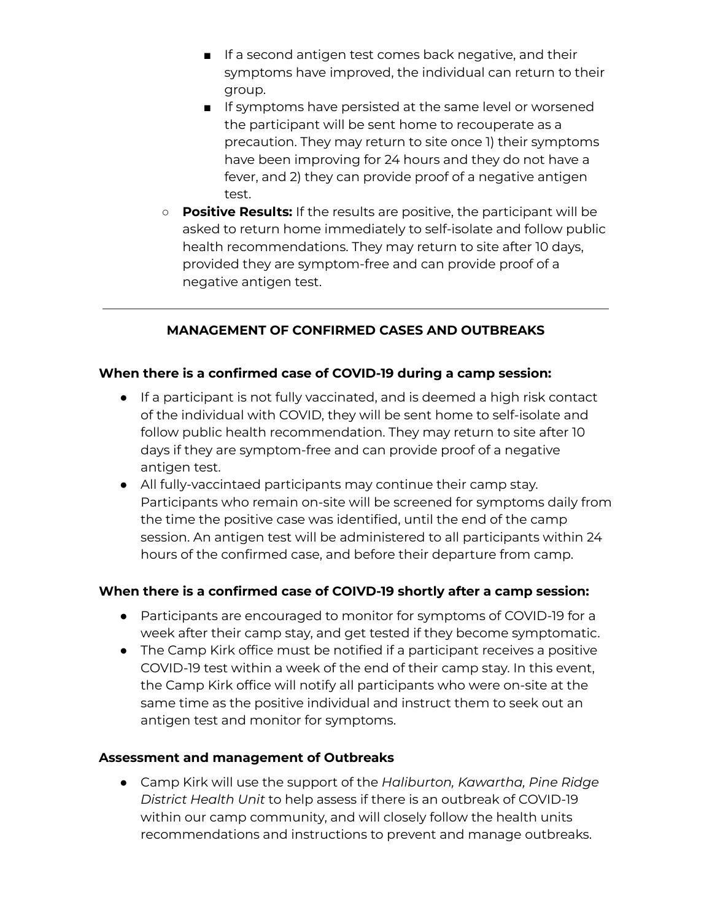- If a second antigen test comes back negative, and their symptoms have improved, the individual can return to their group.
        - If symptoms have persisted at the same level or worsened the participant will be sent home to recouperate as a precaution. They may return to site once 1) their symptoms have been improving for 24 hours and they do not have a fever, and 2) they can provide proof of a negative antigen test.
    - **Positive Results:** If the results are positive, the participant will be asked to return home immediately to self-isolate and follow public health recommendations. They may return to site after 10 days, provided they are symptom-free and can provide proof of a negative antigen test.

---

## MANAGEMENT OF CONFIRMED CASES AND OUTBREAKS

**When there is a confirmed case of COVID-19 during a camp session:**

- If a participant is not fully vaccinated, and is deemed a high risk contact of the individual with COVID, they will be sent home to self-isolate and follow public health recommendation. They may return to site after 10 days if they are symptom-free and can provide proof of a negative antigen test.
- All fully-vaccintaed participants may continue their camp stay. Participants who remain on-site will be screened for symptoms daily from the time the positive case was identified, until the end of the camp session. An antigen test will be administered to all participants within 24 hours of the confirmed case, and before their departure from camp.

**When there is a confirmed case of COIVD-19 shortly after a camp session:**

- Participants are encouraged to monitor for symptoms of COVID-19 for a week after their camp stay, and get tested if they become symptomatic.
- The Camp Kirk office must be notified if a participant receives a positive COVID-19 test within a week of the end of their camp stay. In this event, the Camp Kirk office will notify all participants who were on-site at the same time as the positive individual and instruct them to seek out an antigen test and monitor for symptoms.

**Assessment and management of Outbreaks**

- Camp Kirk will use the support of the *Haliburton, Kawartha, Pine Ridge District Health Unit* to help assess if there is an outbreak of COVID-19 within our camp community, and will closely follow the health units recommendations and instructions to prevent and manage outbreaks.